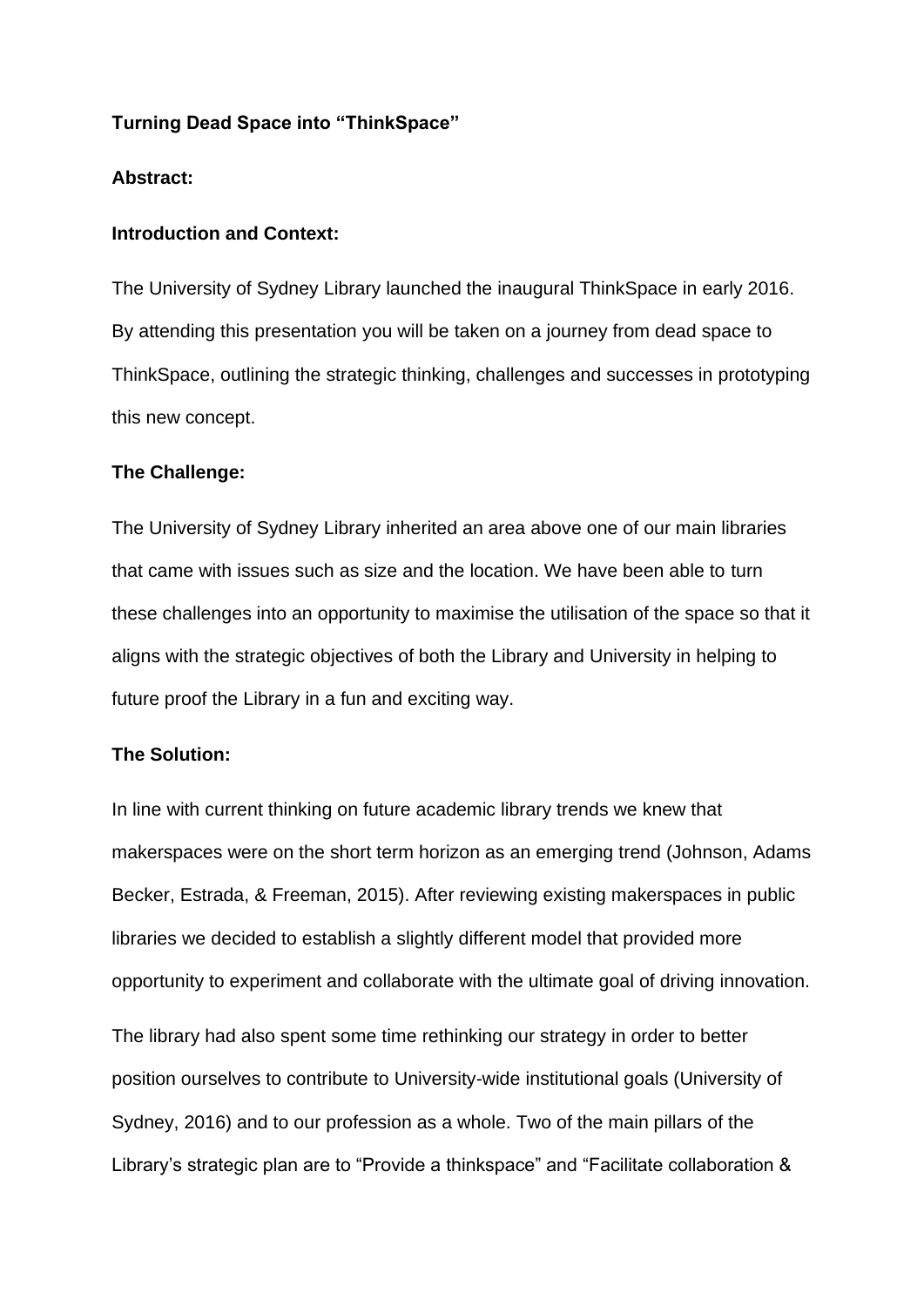**Turning Dead Space into "ThinkSpace"**

**Abstract:**

**Introduction and Context:**

The University of Sydney Library launched the inaugural ThinkSpace in early 2016. By attending this presentation you will be taken on a journey from dead space to ThinkSpace, outlining the strategic thinking, challenges and successes in prototyping this new concept.

**The Challenge:**

The University of Sydney Library inherited an area above one of our main libraries that came with issues such as size and the location. We have been able to turn these challenges into an opportunity to maximise the utilisation of the space so that it aligns with the strategic objectives of both the Library and University in helping to future proof the Library in a fun and exciting way.

**The Solution:**

In line with current thinking on future academic library trends we knew that makerspaces were on the short term horizon as an emerging trend (Johnson, Adams Becker, Estrada, & Freeman, 2015). After reviewing existing makerspaces in public libraries we decided to establish a slightly different model that provided more opportunity to experiment and collaborate with the ultimate goal of driving innovation.

The library had also spent some time rethinking our strategy in order to better position ourselves to contribute to University-wide institutional goals (University of Sydney, 2016) and to our profession as a whole. Two of the main pillars of the Library's strategic plan are to "Provide a thinkspace" and "Facilitate collaboration &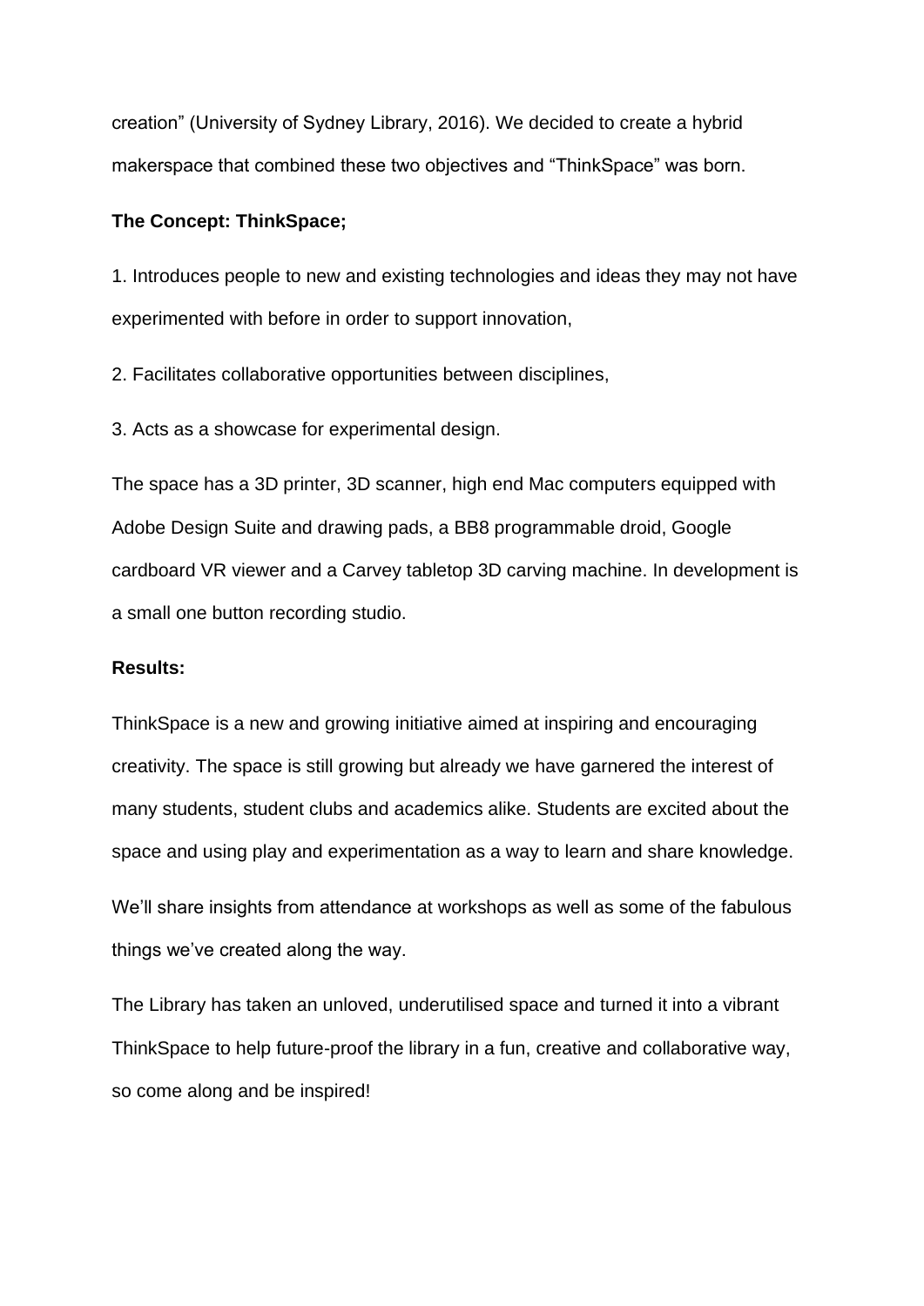creation" (University of Sydney Library, 2016). We decided to create a hybrid makerspace that combined these two objectives and "ThinkSpace" was born.

**The Concept: ThinkSpace;**

1. Introduces people to new and existing technologies and ideas they may not have experimented with before in order to support innovation,

2. Facilitates collaborative opportunities between disciplines,

3. Acts as a showcase for experimental design.

The space has a 3D printer, 3D scanner, high end Mac computers equipped with Adobe Design Suite and drawing pads, a BB8 programmable droid, Google cardboard VR viewer and a Carvey tabletop 3D carving machine. In development is a small one button recording studio.

**Results:**

ThinkSpace is a new and growing initiative aimed at inspiring and encouraging creativity. The space is still growing but already we have garnered the interest of many students, student clubs and academics alike. Students are excited about the space and using play and experimentation as a way to learn and share knowledge.

We'll share insights from attendance at workshops as well as some of the fabulous things we've created along the way.

The Library has taken an unloved, underutilised space and turned it into a vibrant ThinkSpace to help future-proof the library in a fun, creative and collaborative way, so come along and be inspired!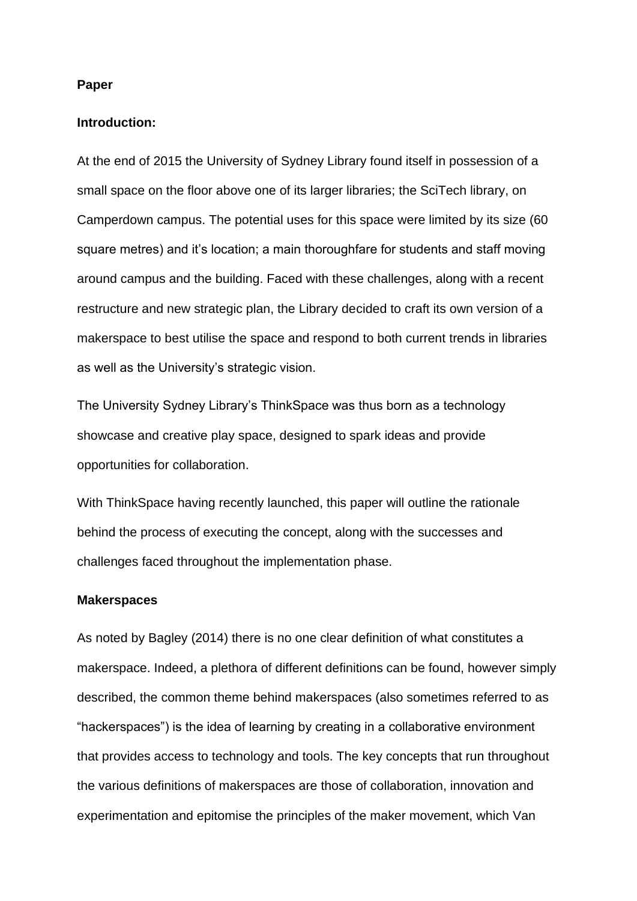**Paper**

**Introduction:**

At the end of 2015 the University of Sydney Library found itself in possession of a small space on the floor above one of its larger libraries; the SciTech library, on Camperdown campus. The potential uses for this space were limited by its size (60 square metres) and it's location; a main thoroughfare for students and staff moving around campus and the building. Faced with these challenges, along with a recent restructure and new strategic plan, the Library decided to craft its own version of a makerspace to best utilise the space and respond to both current trends in libraries as well as the University's strategic vision.

The University Sydney Library's ThinkSpace was thus born as a technology showcase and creative play space, designed to spark ideas and provide opportunities for collaboration.

With ThinkSpace having recently launched, this paper will outline the rationale behind the process of executing the concept, along with the successes and challenges faced throughout the implementation phase.

**Makerspaces**

As noted by Bagley (2014) there is no one clear definition of what constitutes a makerspace. Indeed, a plethora of different definitions can be found, however simply described, the common theme behind makerspaces (also sometimes referred to as "hackerspaces") is the idea of learning by creating in a collaborative environment that provides access to technology and tools. The key concepts that run throughout the various definitions of makerspaces are those of collaboration, innovation and experimentation and epitomise the principles of the maker movement, which Van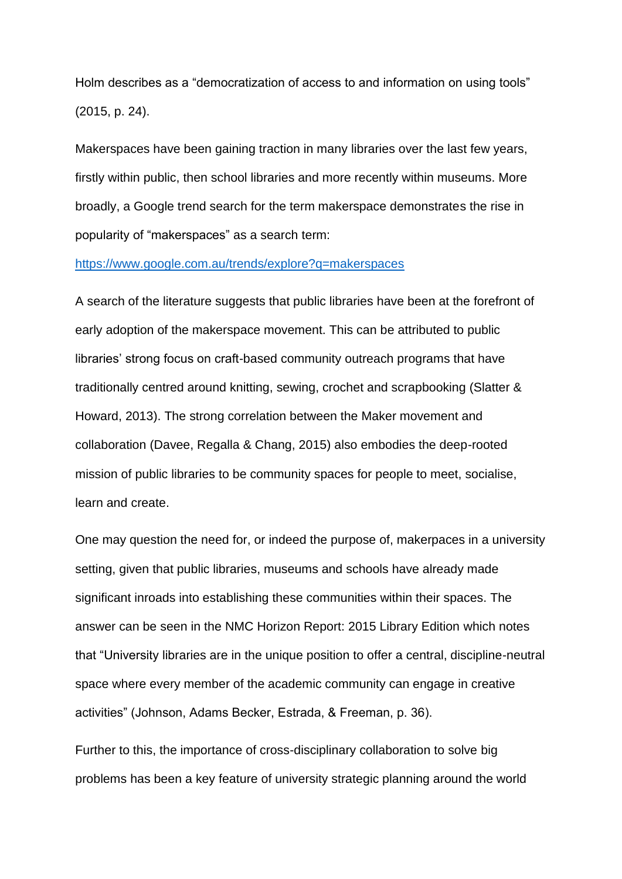Holm describes as a "democratization of access to and information on using tools" (2015, p. 24).

Makerspaces have been gaining traction in many libraries over the last few years, firstly within public, then school libraries and more recently within museums. More broadly, a Google trend search for the term makerspace demonstrates the rise in popularity of "makerspaces" as a search term:

https://www.google.com.au/trends/explore?q=makerspaces

A search of the literature suggests that public libraries have been at the forefront of early adoption of the makerspace movement. This can be attributed to public libraries' strong focus on craft-based community outreach programs that have traditionally centred around knitting, sewing, crochet and scrapbooking (Slatter & Howard, 2013). The strong correlation between the Maker movement and collaboration (Davee, Regalla & Chang, 2015) also embodies the deep-rooted mission of public libraries to be community spaces for people to meet, socialise, learn and create.

One may question the need for, or indeed the purpose of, makerpaces in a university setting, given that public libraries, museums and schools have already made significant inroads into establishing these communities within their spaces. The answer can be seen in the NMC Horizon Report: 2015 Library Edition which notes that "University libraries are in the unique position to offer a central, discipline-neutral space where every member of the academic community can engage in creative activities" (Johnson, Adams Becker, Estrada, & Freeman, p. 36).

Further to this, the importance of cross-disciplinary collaboration to solve big problems has been a key feature of university strategic planning around the world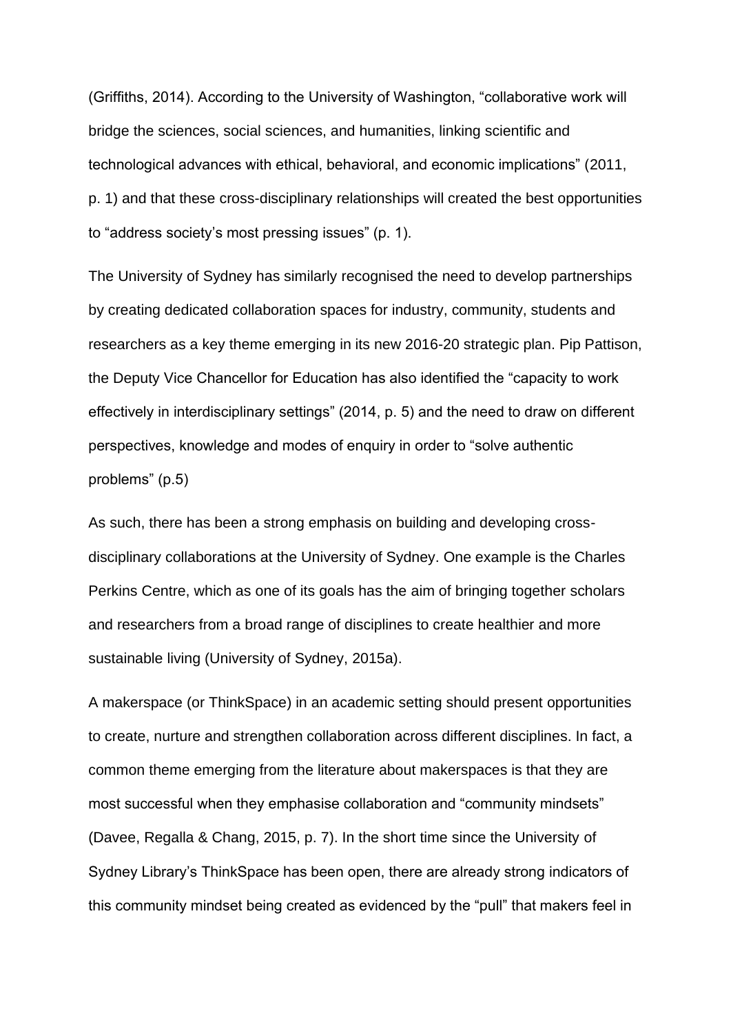(Griffiths, 2014). According to the University of Washington, "collaborative work will bridge the sciences, social sciences, and humanities, linking scientific and technological advances with ethical, behavioral, and economic implications" (2011, p. 1) and that these cross-disciplinary relationships will created the best opportunities to "address society's most pressing issues" (p. 1).

The University of Sydney has similarly recognised the need to develop partnerships by creating dedicated collaboration spaces for industry, community, students and researchers as a key theme emerging in its new 2016-20 strategic plan. Pip Pattison, the Deputy Vice Chancellor for Education has also identified the "capacity to work effectively in interdisciplinary settings" (2014, p. 5) and the need to draw on different perspectives, knowledge and modes of enquiry in order to "solve authentic problems" (p.5)

As such, there has been a strong emphasis on building and developing cross-disciplinary collaborations at the University of Sydney. One example is the Charles Perkins Centre, which as one of its goals has the aim of bringing together scholars and researchers from a broad range of disciplines to create healthier and more sustainable living (University of Sydney, 2015a).

A makerspace (or ThinkSpace) in an academic setting should present opportunities to create, nurture and strengthen collaboration across different disciplines. In fact, a common theme emerging from the literature about makerspaces is that they are most successful when they emphasise collaboration and "community mindsets" (Davee, Regalla & Chang, 2015, p. 7). In the short time since the University of Sydney Library's ThinkSpace has been open, there are already strong indicators of this community mindset being created as evidenced by the "pull" that makers feel in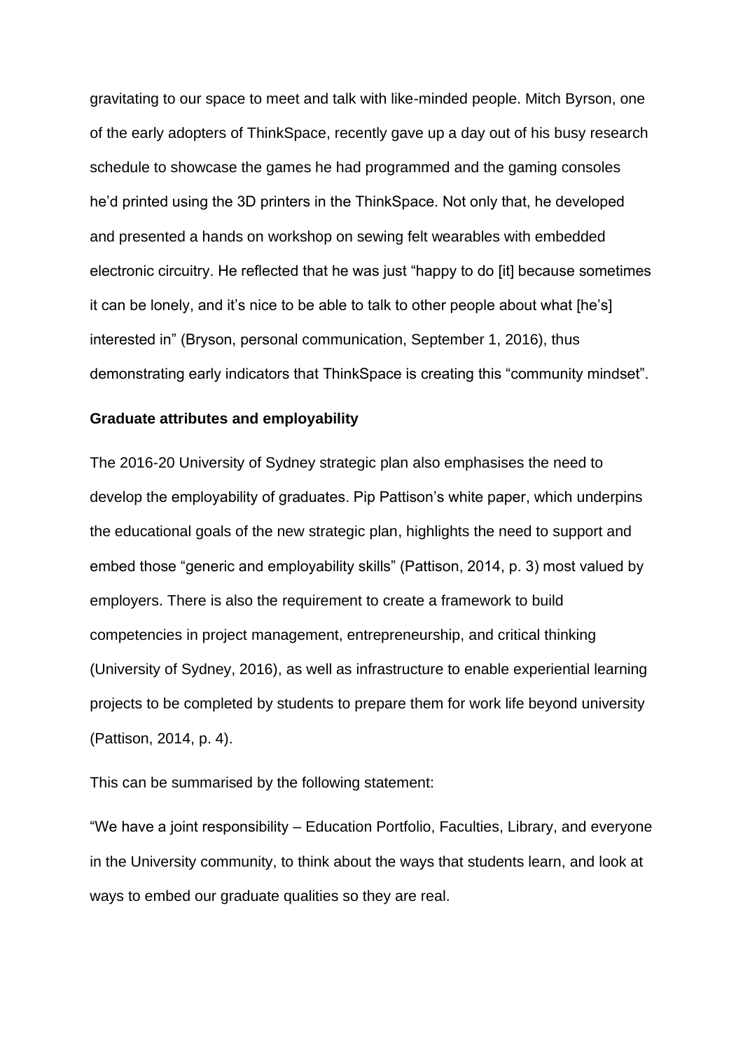gravitating to our space to meet and talk with like-minded people. Mitch Byrson, one of the early adopters of ThinkSpace, recently gave up a day out of his busy research schedule to showcase the games he had programmed and the gaming consoles he'd printed using the 3D printers in the ThinkSpace. Not only that, he developed and presented a hands on workshop on sewing felt wearables with embedded electronic circuitry. He reflected that he was just "happy to do [it] because sometimes it can be lonely, and it's nice to be able to talk to other people about what [he's] interested in" (Bryson, personal communication, September 1, 2016), thus demonstrating early indicators that ThinkSpace is creating this "community mindset".

**Graduate attributes and employability**

The 2016-20 University of Sydney strategic plan also emphasises the need to develop the employability of graduates. Pip Pattison's white paper, which underpins the educational goals of the new strategic plan, highlights the need to support and embed those "generic and employability skills" (Pattison, 2014, p. 3) most valued by employers. There is also the requirement to create a framework to build competencies in project management, entrepreneurship, and critical thinking (University of Sydney, 2016), as well as infrastructure to enable experiential learning projects to be completed by students to prepare them for work life beyond university (Pattison, 2014, p. 4).

This can be summarised by the following statement:

"We have a joint responsibility – Education Portfolio, Faculties, Library, and everyone in the University community, to think about the ways that students learn, and look at ways to embed our graduate qualities so they are real.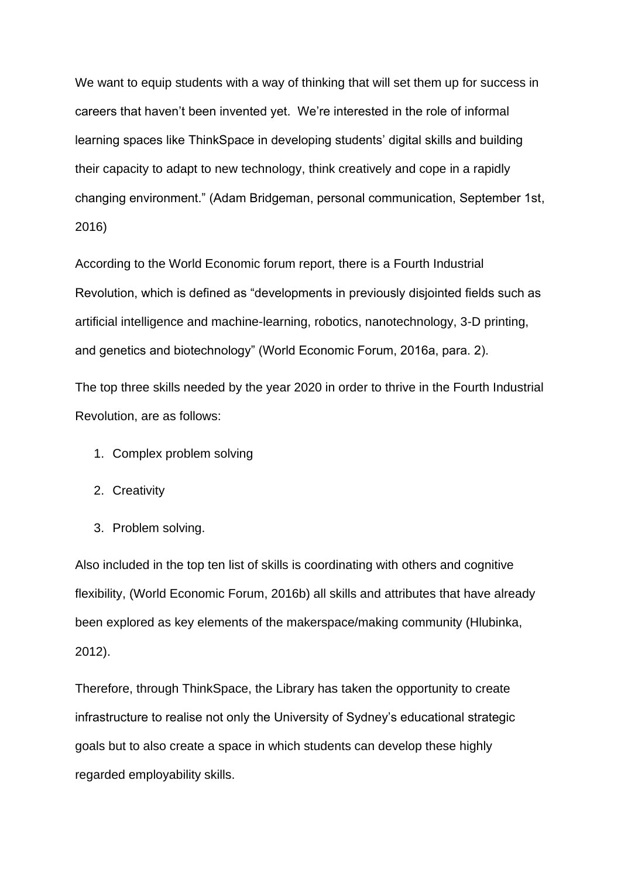We want to equip students with a way of thinking that will set them up for success in careers that haven't been invented yet. We're interested in the role of informal learning spaces like ThinkSpace in developing students' digital skills and building their capacity to adapt to new technology, think creatively and cope in a rapidly changing environment." (Adam Bridgeman, personal communication, September 1st, 2016)

According to the World Economic forum report, there is a Fourth Industrial Revolution, which is defined as "developments in previously disjointed fields such as artificial intelligence and machine-learning, robotics, nanotechnology, 3-D printing, and genetics and biotechnology" (World Economic Forum, 2016a, para. 2).

The top three skills needed by the year 2020 in order to thrive in the Fourth Industrial Revolution, are as follows:

1. Complex problem solving
2. Creativity
3. Problem solving.

Also included in the top ten list of skills is coordinating with others and cognitive flexibility, (World Economic Forum, 2016b) all skills and attributes that have already been explored as key elements of the makerspace/making community (Hlubinka, 2012).

Therefore, through ThinkSpace, the Library has taken the opportunity to create infrastructure to realise not only the University of Sydney's educational strategic goals but to also create a space in which students can develop these highly regarded employability skills.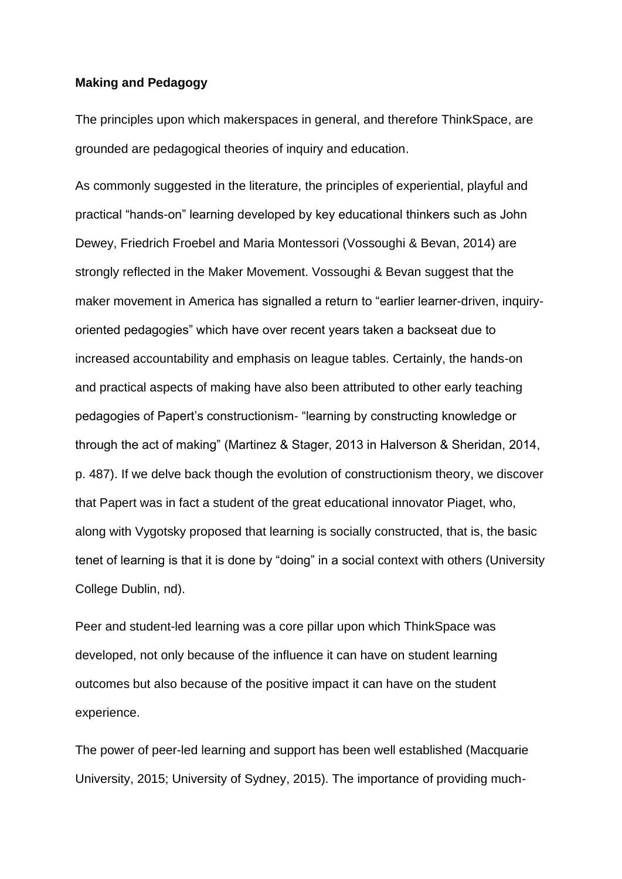**Making and Pedagogy**

The principles upon which makerspaces in general, and therefore ThinkSpace, are grounded are pedagogical theories of inquiry and education.

As commonly suggested in the literature, the principles of experiential, playful and practical "hands-on" learning developed by key educational thinkers such as John Dewey, Friedrich Froebel and Maria Montessori (Vossoughi & Bevan, 2014) are strongly reflected in the Maker Movement. Vossoughi & Bevan suggest that the maker movement in America has signalled a return to "earlier learner-driven, inquiry-oriented pedagogies" which have over recent years taken a backseat due to increased accountability and emphasis on league tables. Certainly, the hands-on and practical aspects of making have also been attributed to other early teaching pedagogies of Papert's constructionism- "learning by constructing knowledge or through the act of making" (Martinez & Stager, 2013 in Halverson & Sheridan, 2014, p. 487). If we delve back though the evolution of constructionism theory, we discover that Papert was in fact a student of the great educational innovator Piaget, who, along with Vygotsky proposed that learning is socially constructed, that is, the basic tenet of learning is that it is done by "doing" in a social context with others (University College Dublin, nd).

Peer and student-led learning was a core pillar upon which ThinkSpace was developed, not only because of the influence it can have on student learning outcomes but also because of the positive impact it can have on the student experience.

The power of peer-led learning and support has been well established (Macquarie University, 2015; University of Sydney, 2015). The importance of providing much-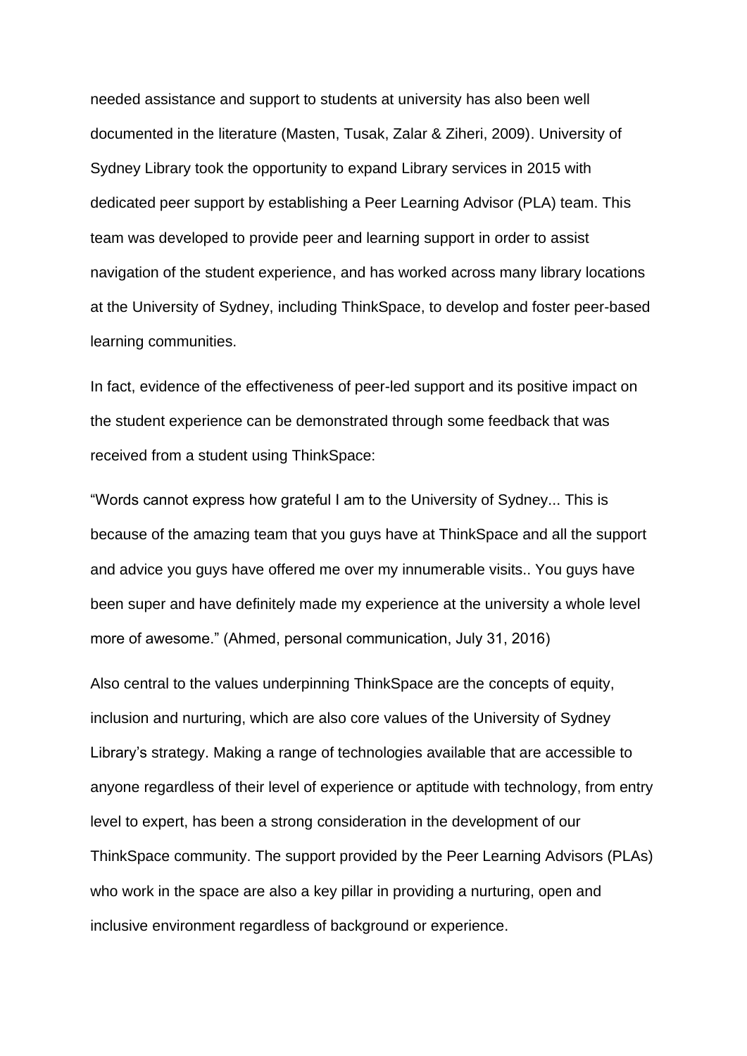needed assistance and support to students at university has also been well documented in the literature (Masten, Tusak, Zalar & Ziheri, 2009). University of Sydney Library took the opportunity to expand Library services in 2015 with dedicated peer support by establishing a Peer Learning Advisor (PLA) team. This team was developed to provide peer and learning support in order to assist navigation of the student experience, and has worked across many library locations at the University of Sydney, including ThinkSpace, to develop and foster peer-based learning communities.

In fact, evidence of the effectiveness of peer-led support and its positive impact on the student experience can be demonstrated through some feedback that was received from a student using ThinkSpace:

"Words cannot express how grateful I am to the University of Sydney... This is because of the amazing team that you guys have at ThinkSpace and all the support and advice you guys have offered me over my innumerable visits.. You guys have been super and have definitely made my experience at the university a whole level more of awesome." (Ahmed, personal communication, July 31, 2016)

Also central to the values underpinning ThinkSpace are the concepts of equity, inclusion and nurturing, which are also core values of the University of Sydney Library's strategy. Making a range of technologies available that are accessible to anyone regardless of their level of experience or aptitude with technology, from entry level to expert, has been a strong consideration in the development of our ThinkSpace community. The support provided by the Peer Learning Advisors (PLAs) who work in the space are also a key pillar in providing a nurturing, open and inclusive environment regardless of background or experience.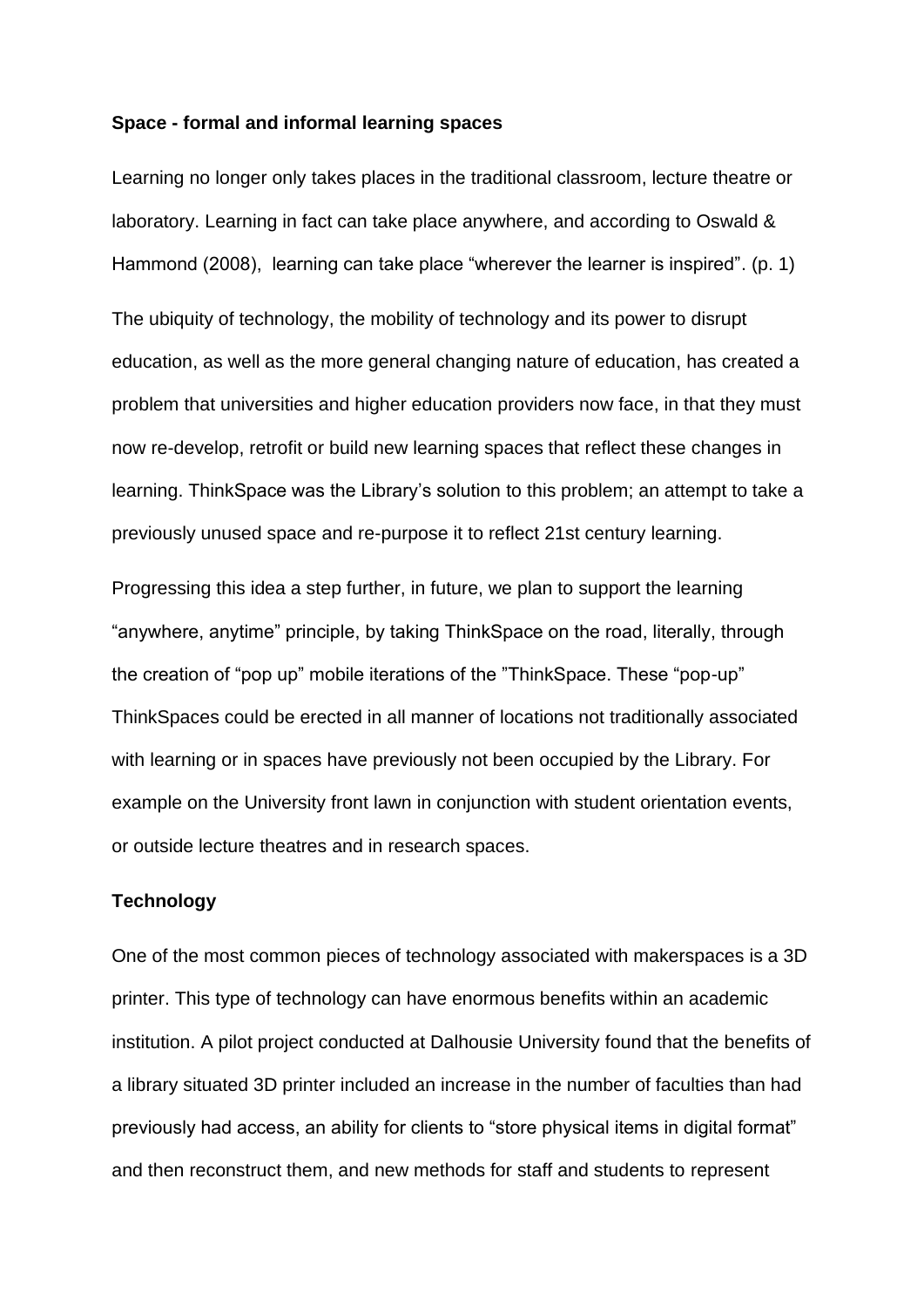**Space - formal and informal learning spaces**

Learning no longer only takes places in the traditional classroom, lecture theatre or laboratory. Learning in fact can take place anywhere, and according to Oswald & Hammond (2008), learning can take place "wherever the learner is inspired". (p. 1)

The ubiquity of technology, the mobility of technology and its power to disrupt education, as well as the more general changing nature of education, has created a problem that universities and higher education providers now face, in that they must now re-develop, retrofit or build new learning spaces that reflect these changes in learning. ThinkSpace was the Library's solution to this problem; an attempt to take a previously unused space and re-purpose it to reflect 21st century learning.

Progressing this idea a step further, in future, we plan to support the learning "anywhere, anytime" principle, by taking ThinkSpace on the road, literally, through the creation of "pop up" mobile iterations of the "ThinkSpace. These "pop-up" ThinkSpaces could be erected in all manner of locations not traditionally associated with learning or in spaces have previously not been occupied by the Library. For example on the University front lawn in conjunction with student orientation events, or outside lecture theatres and in research spaces.

**Technology**

One of the most common pieces of technology associated with makerspaces is a 3D printer. This type of technology can have enormous benefits within an academic institution. A pilot project conducted at Dalhousie University found that the benefits of a library situated 3D printer included an increase in the number of faculties than had previously had access, an ability for clients to "store physical items in digital format" and then reconstruct them, and new methods for staff and students to represent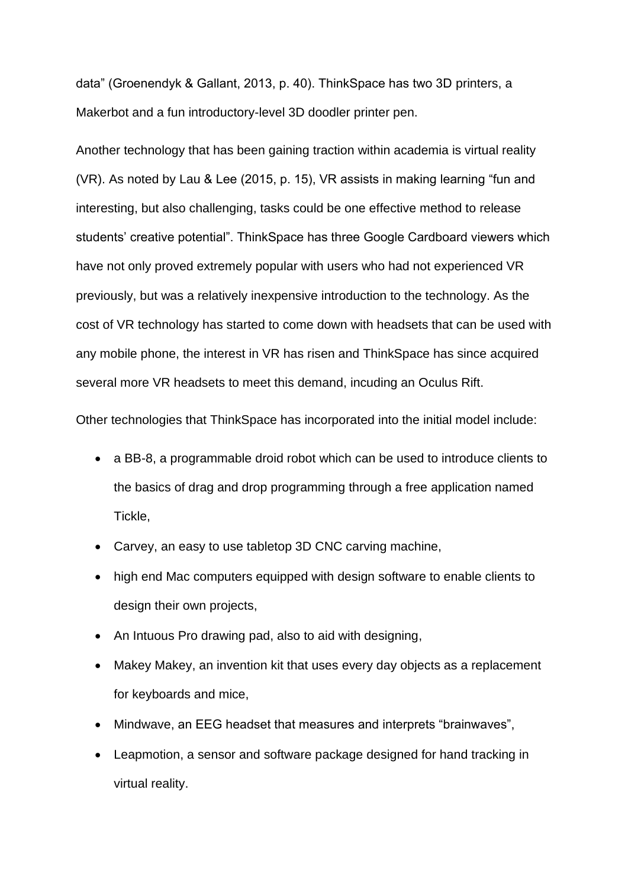data" (Groenendyk & Gallant, 2013, p. 40). ThinkSpace has two 3D printers, a Makerbot and a fun introductory-level 3D doodler printer pen.

Another technology that has been gaining traction within academia is virtual reality (VR). As noted by Lau & Lee (2015, p. 15), VR assists in making learning "fun and interesting, but also challenging, tasks could be one effective method to release students' creative potential". ThinkSpace has three Google Cardboard viewers which have not only proved extremely popular with users who had not experienced VR previously, but was a relatively inexpensive introduction to the technology. As the cost of VR technology has started to come down with headsets that can be used with any mobile phone, the interest in VR has risen and ThinkSpace has since acquired several more VR headsets to meet this demand, incuding an Oculus Rift.

Other technologies that ThinkSpace has incorporated into the initial model include:

- a BB-8, a programmable droid robot which can be used to introduce clients to the basics of drag and drop programming through a free application named Tickle,
- Carvey, an easy to use tabletop 3D CNC carving machine,
- high end Mac computers equipped with design software to enable clients to design their own projects,
- An Intuous Pro drawing pad, also to aid with designing,
- Makey Makey, an invention kit that uses every day objects as a replacement for keyboards and mice,
- Mindwave, an EEG headset that measures and interprets "brainwaves",
- Leapmotion, a sensor and software package designed for hand tracking in virtual reality.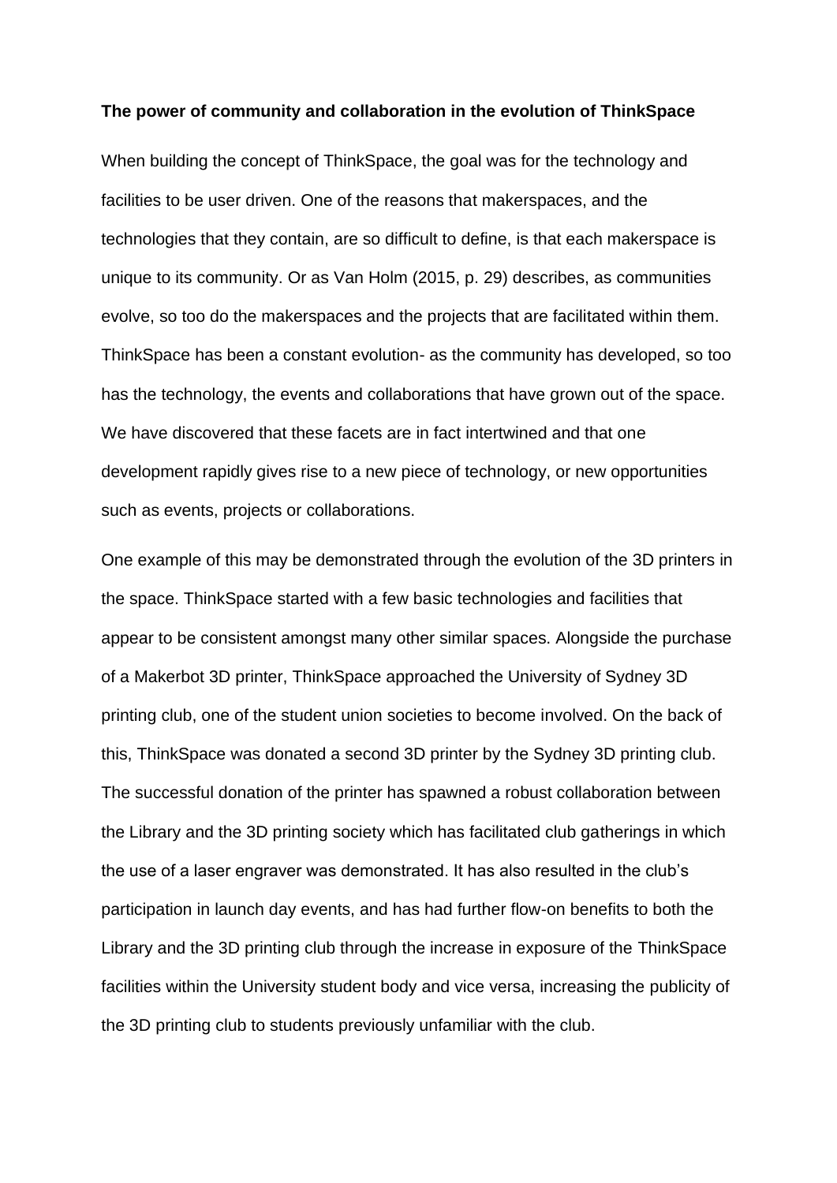**The power of community and collaboration in the evolution of ThinkSpace**

When building the concept of ThinkSpace, the goal was for the technology and facilities to be user driven. One of the reasons that makerspaces, and the technologies that they contain, are so difficult to define, is that each makerspace is unique to its community. Or as Van Holm (2015, p. 29) describes, as communities evolve, so too do the makerspaces and the projects that are facilitated within them. ThinkSpace has been a constant evolution- as the community has developed, so too has the technology, the events and collaborations that have grown out of the space. We have discovered that these facets are in fact intertwined and that one development rapidly gives rise to a new piece of technology, or new opportunities such as events, projects or collaborations.

One example of this may be demonstrated through the evolution of the 3D printers in the space. ThinkSpace started with a few basic technologies and facilities that appear to be consistent amongst many other similar spaces. Alongside the purchase of a Makerbot 3D printer, ThinkSpace approached the University of Sydney 3D printing club, one of the student union societies to become involved. On the back of this, ThinkSpace was donated a second 3D printer by the Sydney 3D printing club. The successful donation of the printer has spawned a robust collaboration between the Library and the 3D printing society which has facilitated club gatherings in which the use of a laser engraver was demonstrated. It has also resulted in the club's participation in launch day events, and has had further flow-on benefits to both the Library and the 3D printing club through the increase in exposure of the ThinkSpace facilities within the University student body and vice versa, increasing the publicity of the 3D printing club to students previously unfamiliar with the club.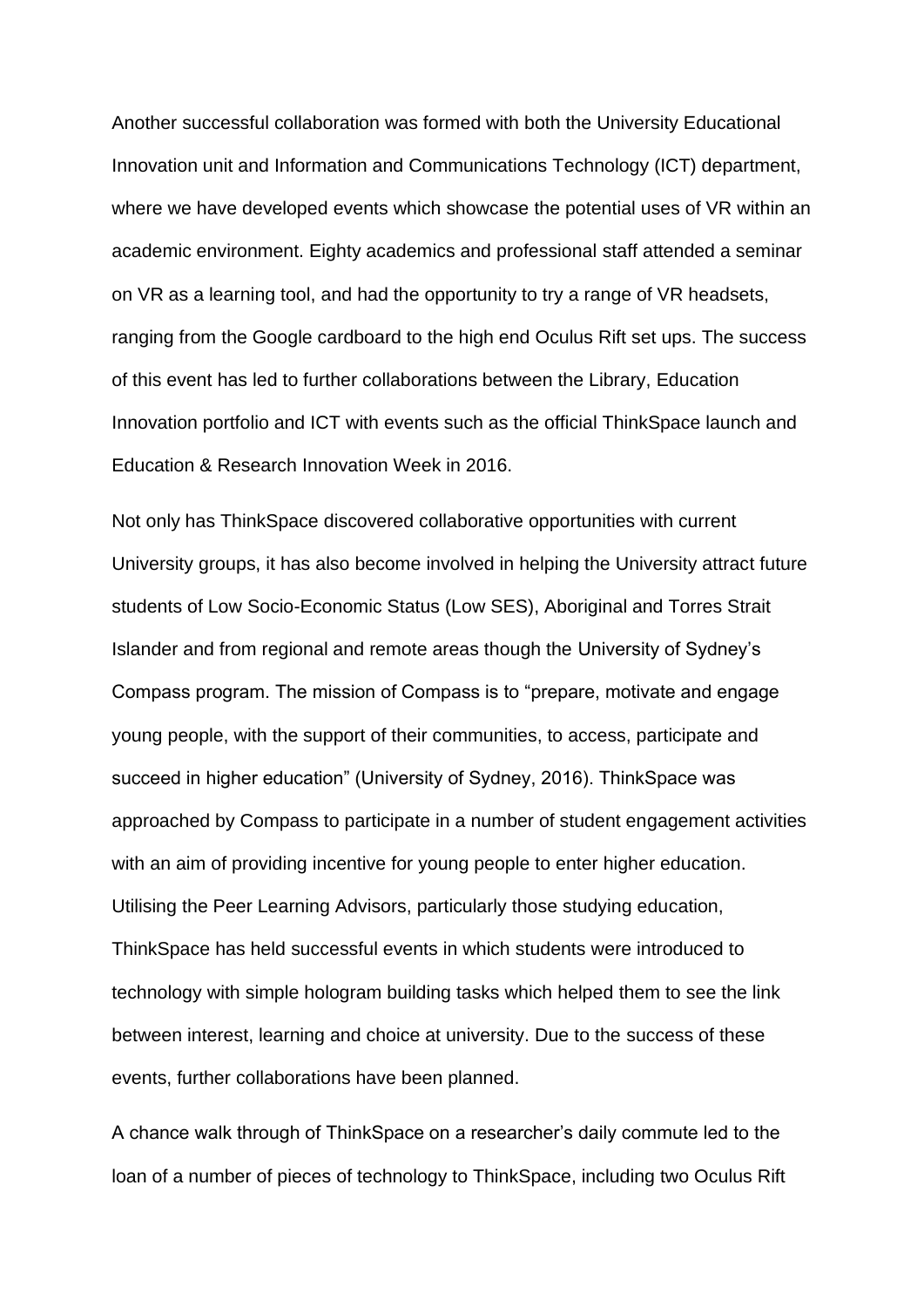Another successful collaboration was formed with both the University Educational Innovation unit and Information and Communications Technology (ICT) department, where we have developed events which showcase the potential uses of VR within an academic environment. Eighty academics and professional staff attended a seminar on VR as a learning tool, and had the opportunity to try a range of VR headsets, ranging from the Google cardboard to the high end Oculus Rift set ups. The success of this event has led to further collaborations between the Library, Education Innovation portfolio and ICT with events such as the official ThinkSpace launch and Education & Research Innovation Week in 2016.

Not only has ThinkSpace discovered collaborative opportunities with current University groups, it has also become involved in helping the University attract future students of Low Socio-Economic Status (Low SES), Aboriginal and Torres Strait Islander and from regional and remote areas though the University of Sydney's Compass program. The mission of Compass is to "prepare, motivate and engage young people, with the support of their communities, to access, participate and succeed in higher education" (University of Sydney, 2016). ThinkSpace was approached by Compass to participate in a number of student engagement activities with an aim of providing incentive for young people to enter higher education. Utilising the Peer Learning Advisors, particularly those studying education, ThinkSpace has held successful events in which students were introduced to technology with simple hologram building tasks which helped them to see the link between interest, learning and choice at university. Due to the success of these events, further collaborations have been planned.

A chance walk through of ThinkSpace on a researcher's daily commute led to the loan of a number of pieces of technology to ThinkSpace, including two Oculus Rift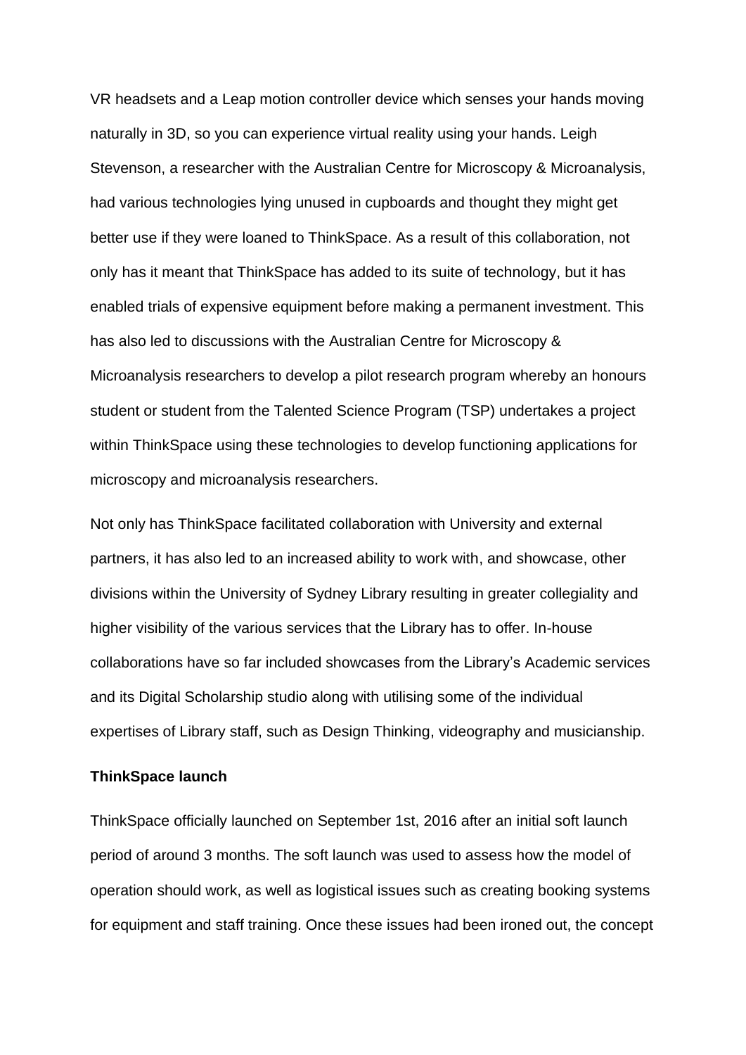VR headsets and a Leap motion controller device which senses your hands moving naturally in 3D, so you can experience virtual reality using your hands. Leigh Stevenson, a researcher with the Australian Centre for Microscopy & Microanalysis, had various technologies lying unused in cupboards and thought they might get better use if they were loaned to ThinkSpace. As a result of this collaboration, not only has it meant that ThinkSpace has added to its suite of technology, but it has enabled trials of expensive equipment before making a permanent investment. This has also led to discussions with the Australian Centre for Microscopy & Microanalysis researchers to develop a pilot research program whereby an honours student or student from the Talented Science Program (TSP) undertakes a project within ThinkSpace using these technologies to develop functioning applications for microscopy and microanalysis researchers.

Not only has ThinkSpace facilitated collaboration with University and external partners, it has also led to an increased ability to work with, and showcase, other divisions within the University of Sydney Library resulting in greater collegiality and higher visibility of the various services that the Library has to offer. In-house collaborations have so far included showcases from the Library's Academic services and its Digital Scholarship studio along with utilising some of the individual expertises of Library staff, such as Design Thinking, videography and musicianship.

**ThinkSpace launch**

ThinkSpace officially launched on September 1st, 2016 after an initial soft launch period of around 3 months. The soft launch was used to assess how the model of operation should work, as well as logistical issues such as creating booking systems for equipment and staff training. Once these issues had been ironed out, the concept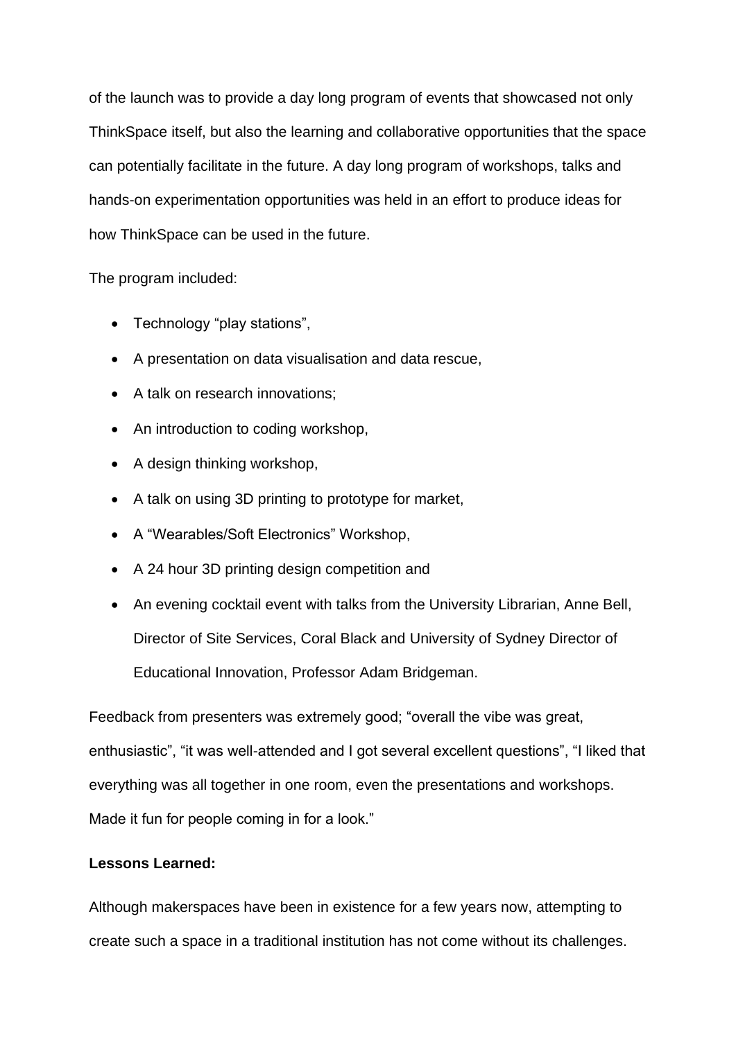of the launch was to provide a day long program of events that showcased not only ThinkSpace itself, but also the learning and collaborative opportunities that the space can potentially facilitate in the future. A day long program of workshops, talks and hands-on experimentation opportunities was held in an effort to produce ideas for how ThinkSpace can be used in the future.

The program included:

- Technology "play stations",
- A presentation on data visualisation and data rescue,
- A talk on research innovations;
- An introduction to coding workshop,
- A design thinking workshop,
- A talk on using 3D printing to prototype for market,
- A "Wearables/Soft Electronics" Workshop,
- A 24 hour 3D printing design competition and
- An evening cocktail event with talks from the University Librarian, Anne Bell, Director of Site Services, Coral Black and University of Sydney Director of Educational Innovation, Professor Adam Bridgeman.

Feedback from presenters was extremely good; "overall the vibe was great, enthusiastic", "it was well-attended and I got several excellent questions", "I liked that everything was all together in one room, even the presentations and workshops. Made it fun for people coming in for a look."

**Lessons Learned:**

Although makerspaces have been in existence for a few years now, attempting to create such a space in a traditional institution has not come without its challenges.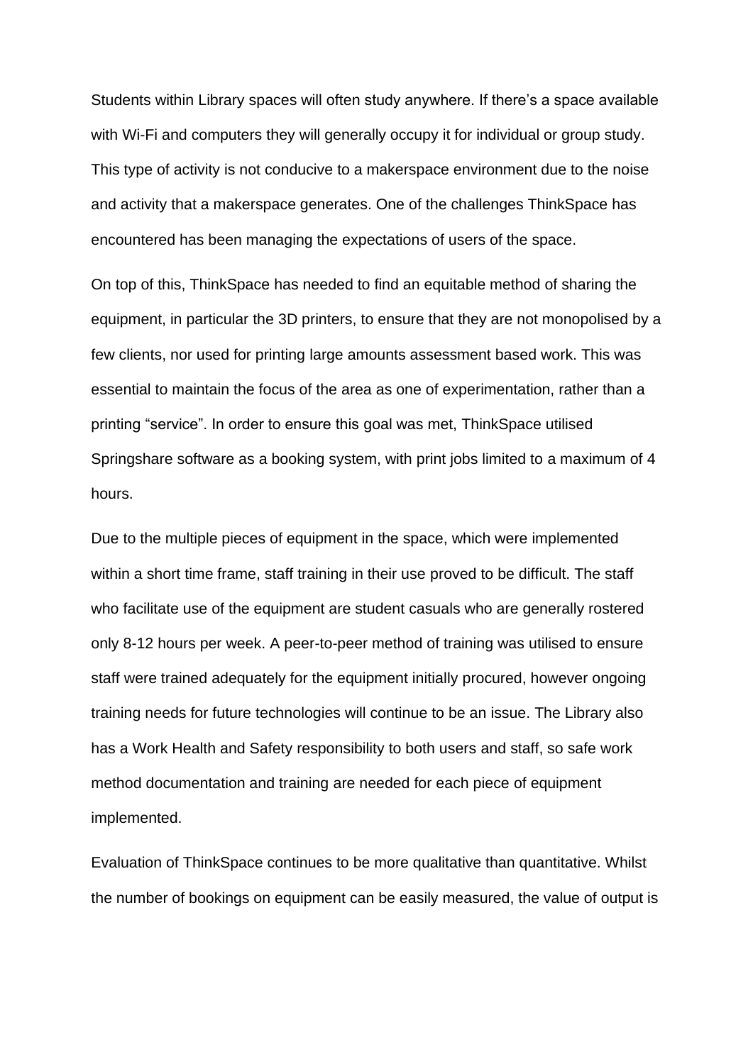Students within Library spaces will often study anywhere. If there's a space available with Wi-Fi and computers they will generally occupy it for individual or group study. This type of activity is not conducive to a makerspace environment due to the noise and activity that a makerspace generates. One of the challenges ThinkSpace has encountered has been managing the expectations of users of the space.

On top of this, ThinkSpace has needed to find an equitable method of sharing the equipment, in particular the 3D printers, to ensure that they are not monopolised by a few clients, nor used for printing large amounts assessment based work. This was essential to maintain the focus of the area as one of experimentation, rather than a printing "service". In order to ensure this goal was met, ThinkSpace utilised Springshare software as a booking system, with print jobs limited to a maximum of 4 hours.

Due to the multiple pieces of equipment in the space, which were implemented within a short time frame, staff training in their use proved to be difficult. The staff who facilitate use of the equipment are student casuals who are generally rostered only 8-12 hours per week. A peer-to-peer method of training was utilised to ensure staff were trained adequately for the equipment initially procured, however ongoing training needs for future technologies will continue to be an issue. The Library also has a Work Health and Safety responsibility to both users and staff, so safe work method documentation and training are needed for each piece of equipment implemented.

Evaluation of ThinkSpace continues to be more qualitative than quantitative. Whilst the number of bookings on equipment can be easily measured, the value of output is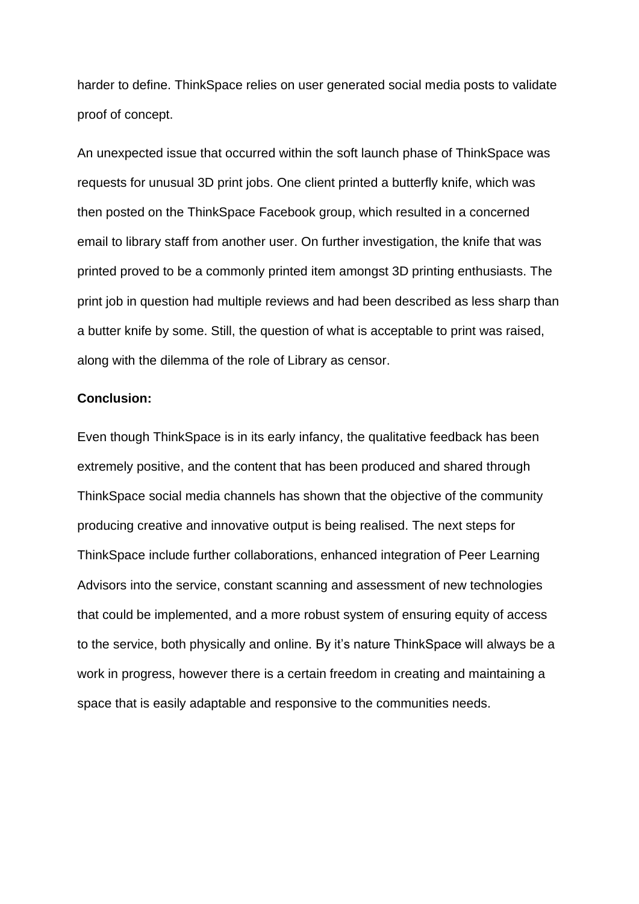harder to define. ThinkSpace relies on user generated social media posts to validate proof of concept.

An unexpected issue that occurred within the soft launch phase of ThinkSpace was requests for unusual 3D print jobs. One client printed a butterfly knife, which was then posted on the ThinkSpace Facebook group, which resulted in a concerned email to library staff from another user. On further investigation, the knife that was printed proved to be a commonly printed item amongst 3D printing enthusiasts. The print job in question had multiple reviews and had been described as less sharp than a butter knife by some. Still, the question of what is acceptable to print was raised, along with the dilemma of the role of Library as censor.

**Conclusion:**

Even though ThinkSpace is in its early infancy, the qualitative feedback has been extremely positive, and the content that has been produced and shared through ThinkSpace social media channels has shown that the objective of the community producing creative and innovative output is being realised. The next steps for ThinkSpace include further collaborations, enhanced integration of Peer Learning Advisors into the service, constant scanning and assessment of new technologies that could be implemented, and a more robust system of ensuring equity of access to the service, both physically and online. By it's nature ThinkSpace will always be a work in progress, however there is a certain freedom in creating and maintaining a space that is easily adaptable and responsive to the communities needs.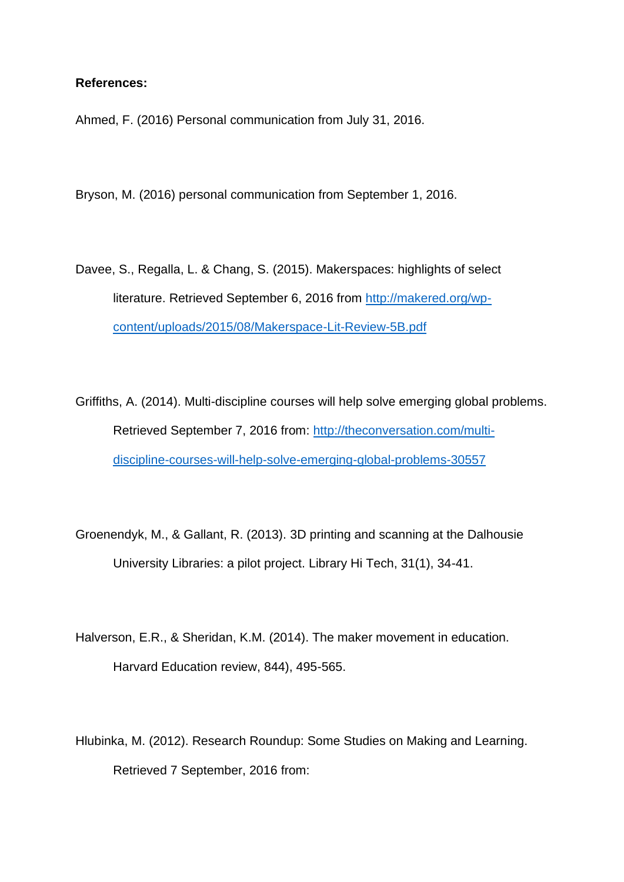**References:**

Ahmed, F. (2016) Personal communication from July 31, 2016.

Bryson, M. (2016) personal communication from September 1, 2016.

Davee, S., Regalla, L. & Chang, S. (2015). Makerspaces: highlights of select literature. Retrieved September 6, 2016 from http://makered.org/wp-content/uploads/2015/08/Makerspace-Lit-Review-5B.pdf

Griffiths, A. (2014). Multi-discipline courses will help solve emerging global problems. Retrieved September 7, 2016 from: http://theconversation.com/multi-discipline-courses-will-help-solve-emerging-global-problems-30557

Groenendyk, M., & Gallant, R. (2013). 3D printing and scanning at the Dalhousie University Libraries: a pilot project. Library Hi Tech, 31(1), 34-41.

Halverson, E.R., & Sheridan, K.M. (2014). The maker movement in education. Harvard Education review, 844), 495-565.

Hlubinka, M. (2012). Research Roundup: Some Studies on Making and Learning. Retrieved 7 September, 2016 from: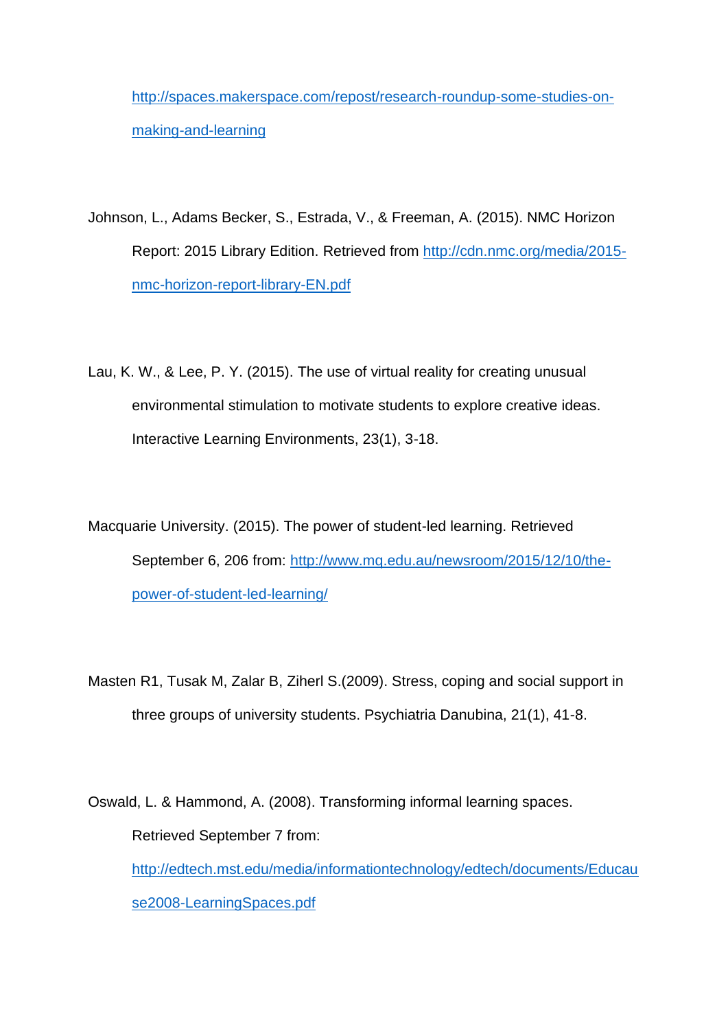http://spaces.makerspace.com/repost/research-roundup-some-studies-on-making-and-learning

Johnson, L., Adams Becker, S., Estrada, V., & Freeman, A. (2015). NMC Horizon Report: 2015 Library Edition. Retrieved from http://cdn.nmc.org/media/2015-nmc-horizon-report-library-EN.pdf

Lau, K. W., & Lee, P. Y. (2015). The use of virtual reality for creating unusual environmental stimulation to motivate students to explore creative ideas. Interactive Learning Environments, 23(1), 3-18.

Macquarie University. (2015). The power of student-led learning. Retrieved September 6, 206 from: http://www.mq.edu.au/newsroom/2015/12/10/the-power-of-student-led-learning/

Masten R1, Tusak M, Zalar B, Ziherl S.(2009). Stress, coping and social support in three groups of university students. Psychiatria Danubina, 21(1), 41-8.

Oswald, L. & Hammond, A. (2008). Transforming informal learning spaces. Retrieved September 7 from: http://edtech.mst.edu/media/informationtechnology/edtech/documents/Educause2008-LearningSpaces.pdf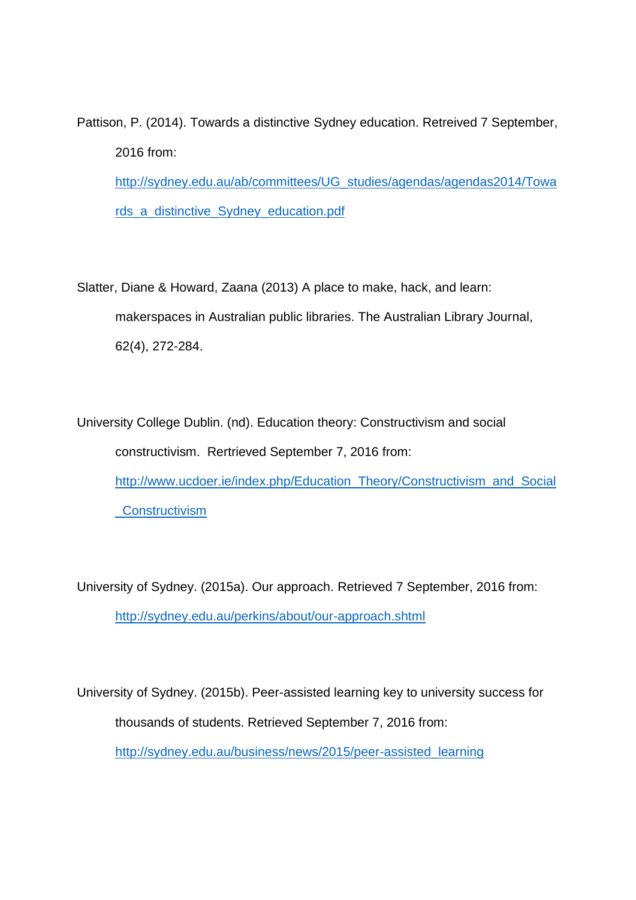Pattison, P. (2014). Towards a distinctive Sydney education. Retreived 7 September, 2016 from: http://sydney.edu.au/ab/committees/UG_studies/agendas/agendas2014/Towards_a_distinctive_Sydney_education.pdf

Slatter, Diane & Howard, Zaana (2013) A place to make, hack, and learn: makerspaces in Australian public libraries. The Australian Library Journal, 62(4), 272-284.

University College Dublin. (nd). Education theory: Constructivism and social constructivism. Rertrieved September 7, 2016 from: http://www.ucdoer.ie/index.php/Education_Theory/Constructivism_and_Social_Constructivism

University of Sydney. (2015a). Our approach. Retrieved 7 September, 2016 from: http://sydney.edu.au/perkins/about/our-approach.shtml

University of Sydney. (2015b). Peer-assisted learning key to university success for thousands of students. Retrieved September 7, 2016 from: http://sydney.edu.au/business/news/2015/peer-assisted_learning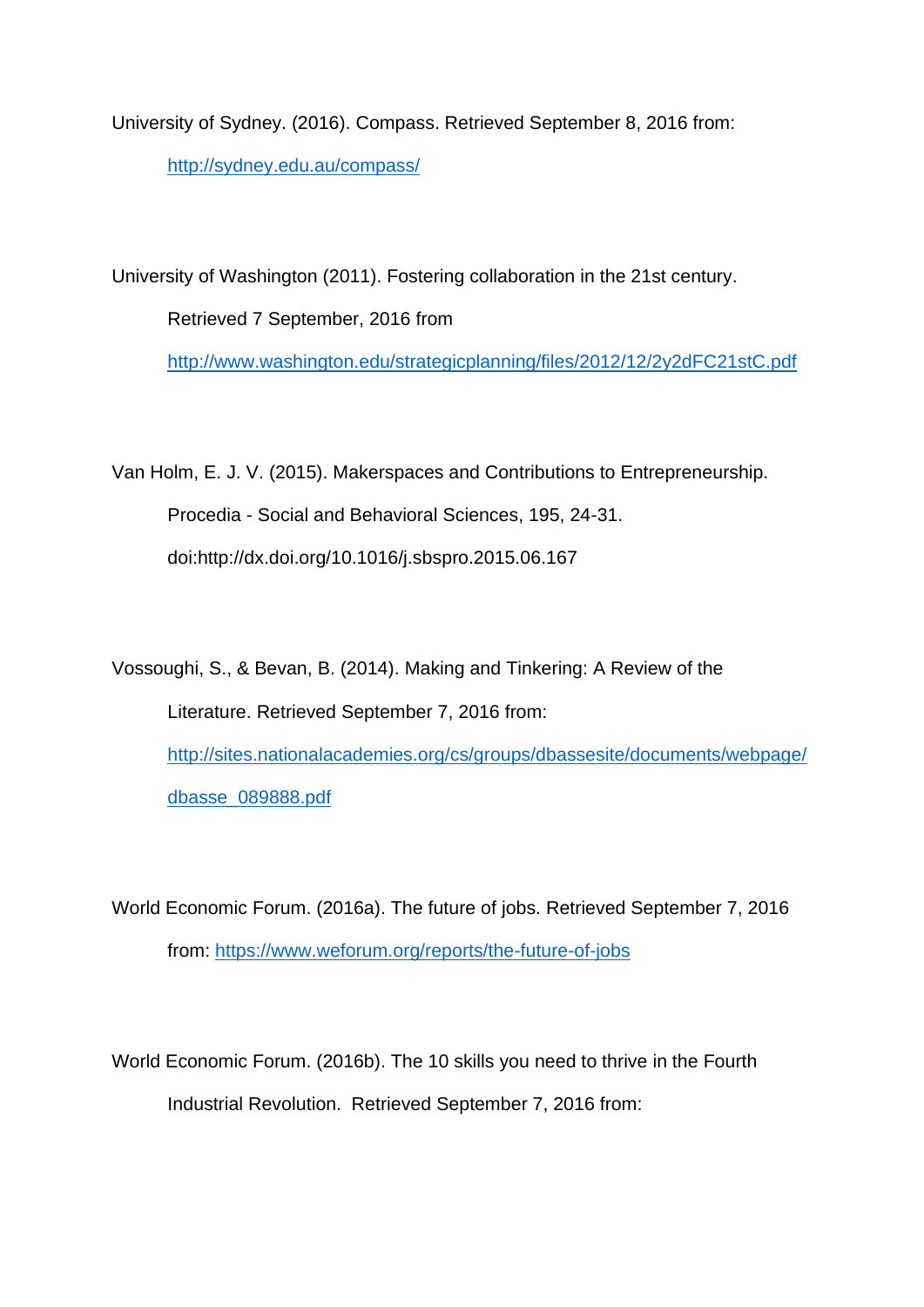University of Sydney. (2016). Compass. Retrieved September 8, 2016 from: http://sydney.edu.au/compass/

University of Washington (2011). Fostering collaboration in the 21st century. Retrieved 7 September, 2016 from http://www.washington.edu/strategicplanning/files/2012/12/2y2dFC21stC.pdf

Van Holm, E. J. V. (2015). Makerspaces and Contributions to Entrepreneurship. Procedia - Social and Behavioral Sciences, 195, 24-31. doi:http://dx.doi.org/10.1016/j.sbspro.2015.06.167

Vossoughi, S., & Bevan, B. (2014). Making and Tinkering: A Review of the Literature. Retrieved September 7, 2016 from: http://sites.nationalacademies.org/cs/groups/dbassesite/documents/webpage/dbasse_089888.pdf

World Economic Forum. (2016a). The future of jobs. Retrieved September 7, 2016 from: https://www.weforum.org/reports/the-future-of-jobs

World Economic Forum. (2016b). The 10 skills you need to thrive in the Fourth Industrial Revolution. Retrieved September 7, 2016 from: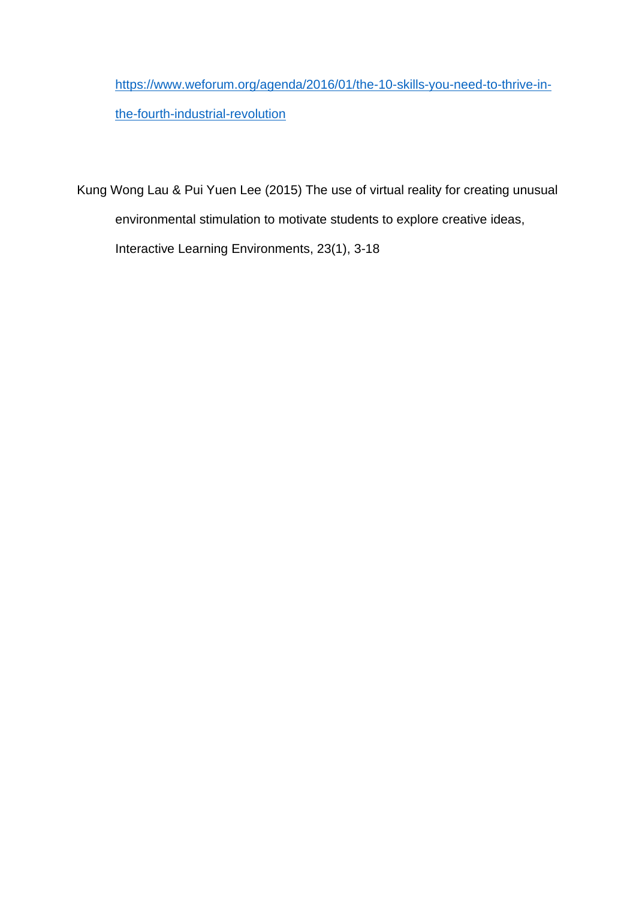https://www.weforum.org/agenda/2016/01/the-10-skills-you-need-to-thrive-in-the-fourth-industrial-revolution

Kung Wong Lau & Pui Yuen Lee (2015) The use of virtual reality for creating unusual environmental stimulation to motivate students to explore creative ideas, Interactive Learning Environments, 23(1), 3-18